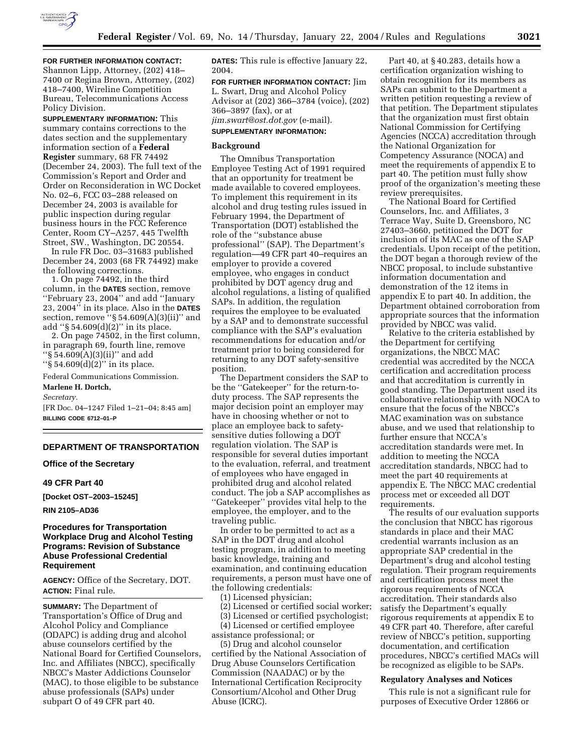**FOR FURTHER INFORMATION CONTACT:** Shannon Lipp, Attorney, (202) 418–7400 or Regina Brown, Attorney, (202) 418–7400, Wireline Competition Bureau, Telecommunications Access Policy Division.

**SUPPLEMENTARY INFORMATION:** This summary contains corrections to the dates section and the supplementary information section of a **Federal Register** summary, 68 FR 74492 (December 24, 2003). The full text of the Commission's Report and Order and Order on Reconsideration in WC Docket No. 02–6, FCC 03–288 released on December 24, 2003 is available for public inspection during regular business hours in the FCC Reference Center, Room CY–A257, 445 Twelfth Street, SW., Washington, DC 20554.

In rule FR Doc. 03–31683 published December 24, 2003 (68 FR 74492) make the following corrections.

1. On page 74492, in the third column, in the **DATES** section, remove ''February 23, 2004'' and add ''January 23, 2004'' in its place. Also in the **DATES** section, remove ''§ 54.609(A)(3)(ii)'' and add ''§ 54.609(d)(2)'' in its place.

2. On page 74502, in the first column, in paragraph 69, fourth line, remove ''§ 54.609(A)(3)(ii)'' and add ''§ 54.609(d)(2)'' in its place.

Federal Communications Commission.

**Marlene H. Dortch,**

*Secretary.*

[FR Doc. 04–1247 Filed 1–21–04; 8:45 am]

**BILLING CODE 6712–01–P**

---

## DEPARTMENT OF TRANSPORTATION

### Office of the Secretary

### 49 CFR Part 40

**[Docket OST–2003–15245]**

**RIN 2105–AD36**

### Procedures for Transportation Workplace Drug and Alcohol Testing Programs: Revision of Substance Abuse Professional Credential Requirement

**AGENCY:** Office of the Secretary, DOT.

**ACTION:** Final rule.

**SUMMARY:** The Department of Transportation's Office of Drug and Alcohol Policy and Compliance (ODAPC) is adding drug and alcohol abuse counselors certified by the National Board for Certified Counselors, Inc. and Affiliates (NBCC), specifically NBCC's Master Addictions Counselor (MAC), to those eligible to be substance abuse professionals (SAPs) under subpart O of 49 CFR part 40.

**DATES:** This rule is effective January 22, 2004.

**FOR FURTHER INFORMATION CONTACT:** Jim L. Swart, Drug and Alcohol Policy Advisor at (202) 366–3784 (voice), (202) 366–3897 (fax), or at *jim.swart@ost.dot.gov* (e-mail).

**SUPPLEMENTARY INFORMATION:**

#### Background

The Omnibus Transportation Employee Testing Act of 1991 required that an opportunity for treatment be made available to covered employees. To implement this requirement in its alcohol and drug testing rules issued in February 1994, the Department of Transportation (DOT) established the role of the ''substance abuse professional'' (SAP). The Department's regulation—49 CFR part 40–requires an employer to provide a covered employee, who engages in conduct prohibited by DOT agency drug and alcohol regulations, a listing of qualified SAPs. In addition, the regulation requires the employee to be evaluated by a SAP and to demonstrate successful compliance with the SAP's evaluation recommendations for education and/or treatment prior to being considered for returning to any DOT safety-sensitive position.

The Department considers the SAP to be the ''Gatekeeper'' for the return-to-duty process. The SAP represents the major decision point an employer may have in choosing whether or not to place an employee back to safety-sensitive duties following a DOT regulation violation. The SAP is responsible for several duties important to the evaluation, referral, and treatment of employees who have engaged in prohibited drug and alcohol related conduct. The job a SAP accomplishes as ''Gatekeeper'' provides vital help to the employee, the employer, and to the traveling public.

In order to be permitted to act as a SAP in the DOT drug and alcohol testing program, in addition to meeting basic knowledge, training and examination, and continuing education requirements, a person must have one of the following credentials:

(1) Licensed physician;

(2) Licensed or certified social worker;

(3) Licensed or certified psychologist;

(4) Licensed or certified employee assistance professional; or

(5) Drug and alcohol counselor certified by the National Association of Drug Abuse Counselors Certification Commission (NAADAC) or by the International Certification Reciprocity Consortium/Alcohol and Other Drug Abuse (ICRC).

Part 40, at § 40.283, details how a certification organization wishing to obtain recognition for its members as SAPs can submit to the Department a written petition requesting a review of that petition. The Department stipulates that the organization must first obtain National Commission for Certifying Agencies (NCCA) accreditation through the National Organization for Competency Assurance (NOCA) and meet the requirements of appendix E to part 40. The petition must fully show proof of the organization's meeting these review prerequisites.

The National Board for Certified Counselors, Inc. and Affiliates, 3 Terrace Way, Suite D, Greensboro, NC 27403–3660, petitioned the DOT for inclusion of its MAC as one of the SAP credentials. Upon receipt of the petition, the DOT began a thorough review of the NBCC proposal, to include substantive information documentation and demonstration of the 12 items in appendix E to part 40. In addition, the Department obtained corroboration from appropriate sources that the information provided by NBCC was valid.

Relative to the criteria established by the Department for certifying organizations, the NBCC MAC credential was accredited by the NCCA certification and accreditation process and that accreditation is currently in good standing. The Department used its collaborative relationship with NOCA to ensure that the focus of the NBCC's MAC examination was on substance abuse, and we used that relationship to further ensure that NCCA's accreditation standards were met. In addition to meeting the NCCA accreditation standards, NBCC had to meet the part 40 requirements at appendix E. The NBCC MAC credential process met or exceeded all DOT requirements.

The results of our evaluation supports the conclusion that NBCC has rigorous standards in place and their MAC credential warrants inclusion as an appropriate SAP credential in the Department's drug and alcohol testing regulation. Their program requirements and certification process meet the rigorous requirements of NCCA accreditation. Their standards also satisfy the Department's equally rigorous requirements at appendix E to 49 CFR part 40. Therefore, after careful review of NBCC's petition, supporting documentation, and certification procedures, NBCC's certified MACs will be recognized as eligible to be SAPs.

#### Regulatory Analyses and Notices

This rule is not a significant rule for purposes of Executive Order 12866 or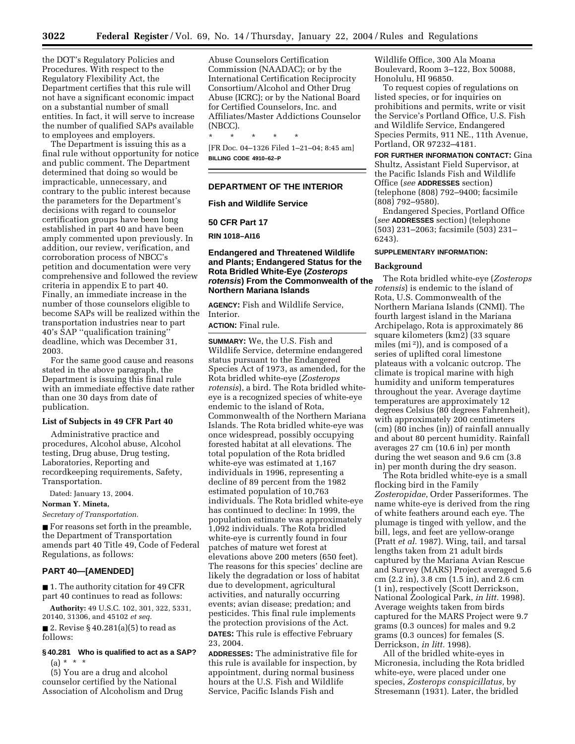the DOT's Regulatory Policies and Procedures. With respect to the Regulatory Flexibility Act, the Department certifies that this rule will not have a significant economic impact on a substantial number of small entities. In fact, it will serve to increase the number of qualified SAPs available to employees and employers.

The Department is issuing this as a final rule without opportunity for notice and public comment. The Department determined that doing so would be impracticable, unnecessary, and contrary to the public interest because the parameters for the Department's decisions with regard to counselor certification groups have been long established in part 40 and have been amply commented upon previously. In addition, our review, verification, and corroboration process of NBCC's petition and documentation were very comprehensive and followed the review criteria in appendix E to part 40. Finally, an immediate increase in the number of those counselors eligible to become SAPs will be realized within the transportation industries near to part 40's SAP ''qualification training'' deadline, which was December 31, 2003.

For the same good cause and reasons stated in the above paragraph, the Department is issuing this final rule with an immediate effective date rather than one 30 days from date of publication.

**List of Subjects in 49 CFR Part 40**

Administrative practice and procedures, Alcohol abuse, Alcohol testing, Drug abuse, Drug testing, Laboratories, Reporting and recordkeeping requirements, Safety, Transportation.

Dated: January 13, 2004.

**Norman Y. Mineta,**

*Secretary of Transportation.*

■ For reasons set forth in the preamble, the Department of Transportation amends part 40 Title 49, Code of Federal Regulations, as follows:

## PART 40—[AMENDED]

■ 1. The authority citation for 49 CFR part 40 continues to read as follows:

**Authority:** 49 U.S.C. 102, 301, 322, 5331, 20140, 31306, and 45102 *et seq.*

■ 2. Revise § 40.281(a)(5) to read as follows:

**§ 40.281 Who is qualified to act as a SAP?**

(a) * * *

(5) You are a drug and alcohol counselor certified by the National Association of Alcoholism and Drug Abuse Counselors Certification Commission (NAADAC); or by the International Certification Reciprocity Consortium/Alcohol and Other Drug Abuse (ICRC); or by the National Board for Certified Counselors, Inc. and Affiliates/Master Addictions Counselor (NBCC).

* * * * *

[FR Doc. 04–1326 Filed 1–21–04; 8:45 am]

**BILLING CODE 4910–62–P**

---

## DEPARTMENT OF THE INTERIOR

### Fish and Wildlife Service

### 50 CFR Part 17

**RIN 1018–AI16**

### Endangered and Threatened Wildlife and Plants; Endangered Status for the Rota Bridled White-Eye (*Zosterops rotensis*) From the Commonwealth of the Northern Mariana Islands

**AGENCY:** Fish and Wildlife Service, Interior.

**ACTION:** Final rule.

**SUMMARY:** We, the U.S. Fish and Wildlife Service, determine endangered status pursuant to the Endangered Species Act of 1973, as amended, for the Rota bridled white-eye (*Zosterops rotensis*), a bird. The Rota bridled white-eye is a recognized species of white-eye endemic to the island of Rota, Commonwealth of the Northern Mariana Islands. The Rota bridled white-eye was once widespread, possibly occupying forested habitat at all elevations. The total population of the Rota bridled white-eye was estimated at 1,167 individuals in 1996, representing a decline of 89 percent from the 1982 estimated population of 10,763 individuals. The Rota bridled white-eye has continued to decline: In 1999, the population estimate was approximately 1,092 individuals. The Rota bridled white-eye is currently found in four patches of mature wet forest at elevations above 200 meters (650 feet). The reasons for this species' decline are likely the degradation or loss of habitat due to development, agricultural activities, and naturally occurring events; avian disease; predation; and pesticides. This final rule implements the protection provisions of the Act.

**DATES:** This rule is effective February 23, 2004.

**ADDRESSES:** The administrative file for this rule is available for inspection, by appointment, during normal business hours at the U.S. Fish and Wildlife Service, Pacific Islands Fish and Wildlife Office, 300 Ala Moana Boulevard, Room 3–122, Box 50088, Honolulu, HI 96850.

To request copies of regulations on listed species, or for inquiries on prohibitions and permits, write or visit the Service's Portland Office, U.S. Fish and Wildlife Service, Endangered Species Permits, 911 NE., 11th Avenue, Portland, OR 97232–4181.

**FOR FURTHER INFORMATION CONTACT:** Gina Shultz, Assistant Field Supervisor, at the Pacific Islands Fish and Wildlife Office (*see* **ADDRESSES** section) (telephone (808) 792–9400; facsimile (808) 792–9580).

Endangered Species, Portland Office (*see* **ADDRESSES** section) (telephone (503) 231–2063; facsimile (503) 231–6243).

**SUPPLEMENTARY INFORMATION:**

**Background**

The Rota bridled white-eye (*Zosterops rotensis*) is endemic to the island of Rota, U.S. Commonwealth of the Northern Mariana Islands (CNMI). The fourth largest island in the Mariana Archipelago, Rota is approximately 86 square kilometers (km2) (33 square miles (mi $^2$)), and is composed of a series of uplifted coral limestone plateaus with a volcanic outcrop. The climate is tropical marine with high humidity and uniform temperatures throughout the year. Average daytime temperatures are approximately 12 degrees Celsius (80 degrees Fahrenheit), with approximately 200 centimeters (cm) (80 inches (in)) of rainfall annually and about 80 percent humidity. Rainfall averages 27 cm (10.6 in) per month during the wet season and 9.6 cm (3.8 in) per month during the dry season.

The Rota bridled white-eye is a small flocking bird in the Family *Zosteropidae*, Order Passeriformes. The name white-eye is derived from the ring of white feathers around each eye. The plumage is tinged with yellow, and the bill, legs, and feet are yellow-orange (Pratt *et al.* 1987). Wing, tail, and tarsal lengths taken from 21 adult birds captured by the Mariana Avian Rescue and Survey (MARS) Project averaged 5.6 cm (2.2 in), 3.8 cm (1.5 in), and 2.6 cm (1 in), respectively (Scott Derrickson, National Zoological Park, *in litt.* 1998). Average weights taken from birds captured for the MARS Project were 9.7 grams (0.3 ounces) for males and 9.2 grams (0.3 ounces) for females (S. Derrickson, *in litt.* 1998).

All of the bridled white-eyes in Micronesia, including the Rota bridled white-eye, were placed under one species, *Zosterops conspicillatus,* by Stresemann (1931). Later, the bridled